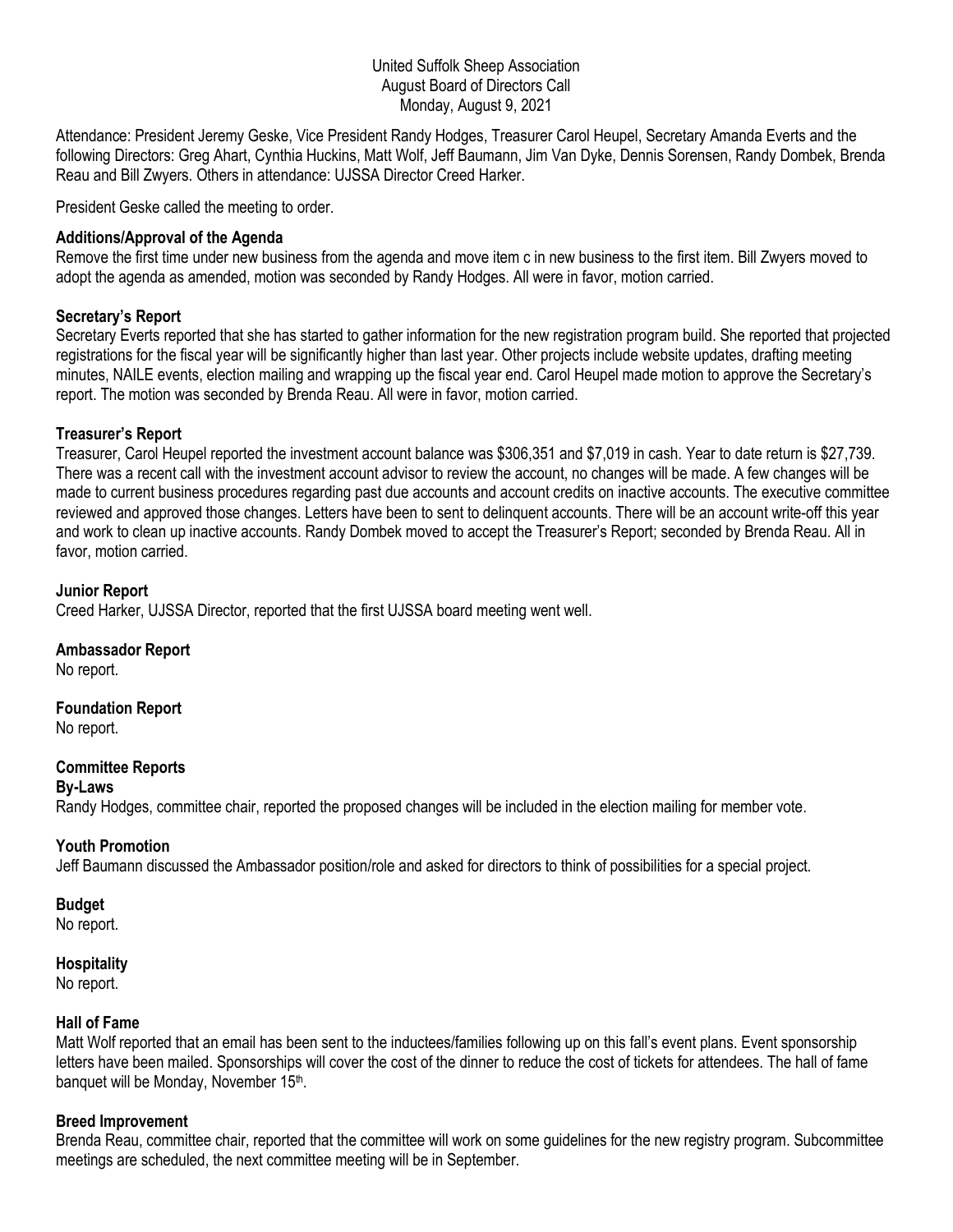United Suffolk Sheep Association
August Board of Directors Call
Monday, August 9, 2021

Attendance: President Jeremy Geske, Vice President Randy Hodges, Treasurer Carol Heupel, Secretary Amanda Everts and the following Directors: Greg Ahart, Cynthia Huckins, Matt Wolf, Jeff Baumann, Jim Van Dyke, Dennis Sorensen, Randy Dombek, Brenda Reau and Bill Zwyers. Others in attendance: UJSSA Director Creed Harker.

President Geske called the meeting to order.

### Additions/Approval of the Agenda

Remove the first time under new business from the agenda and move item c in new business to the first item. Bill Zwyers moved to adopt the agenda as amended, motion was seconded by Randy Hodges. All were in favor, motion carried.

### Secretary's Report

Secretary Everts reported that she has started to gather information for the new registration program build. She reported that projected registrations for the fiscal year will be significantly higher than last year. Other projects include website updates, drafting meeting minutes, NAILE events, election mailing and wrapping up the fiscal year end. Carol Heupel made motion to approve the Secretary's report. The motion was seconded by Brenda Reau. All were in favor, motion carried.

### Treasurer's Report

Treasurer, Carol Heupel reported the investment account balance was $306,351 and $7,019 in cash. Year to date return is $27,739. There was a recent call with the investment account advisor to review the account, no changes will be made. A few changes will be made to current business procedures regarding past due accounts and account credits on inactive accounts. The executive committee reviewed and approved those changes. Letters have been to sent to delinquent accounts. There will be an account write-off this year and work to clean up inactive accounts. Randy Dombek moved to accept the Treasurer's Report; seconded by Brenda Reau. All in favor, motion carried.

### Junior Report

Creed Harker, UJSSA Director, reported that the first UJSSA board meeting went well.

### Ambassador Report

No report.

### Foundation Report

No report.

### Committee Reports

#### By-Laws

Randy Hodges, committee chair, reported the proposed changes will be included in the election mailing for member vote.

#### Youth Promotion

Jeff Baumann discussed the Ambassador position/role and asked for directors to think of possibilities for a special project.

#### Budget

No report.

#### Hospitality

No report.

#### Hall of Fame

Matt Wolf reported that an email has been sent to the inductees/families following up on this fall's event plans. Event sponsorship letters have been mailed. Sponsorships will cover the cost of the dinner to reduce the cost of tickets for attendees. The hall of fame banquet will be Monday, November 15th.

#### Breed Improvement

Brenda Reau, committee chair, reported that the committee will work on some guidelines for the new registry program. Subcommittee meetings are scheduled, the next committee meeting will be in September.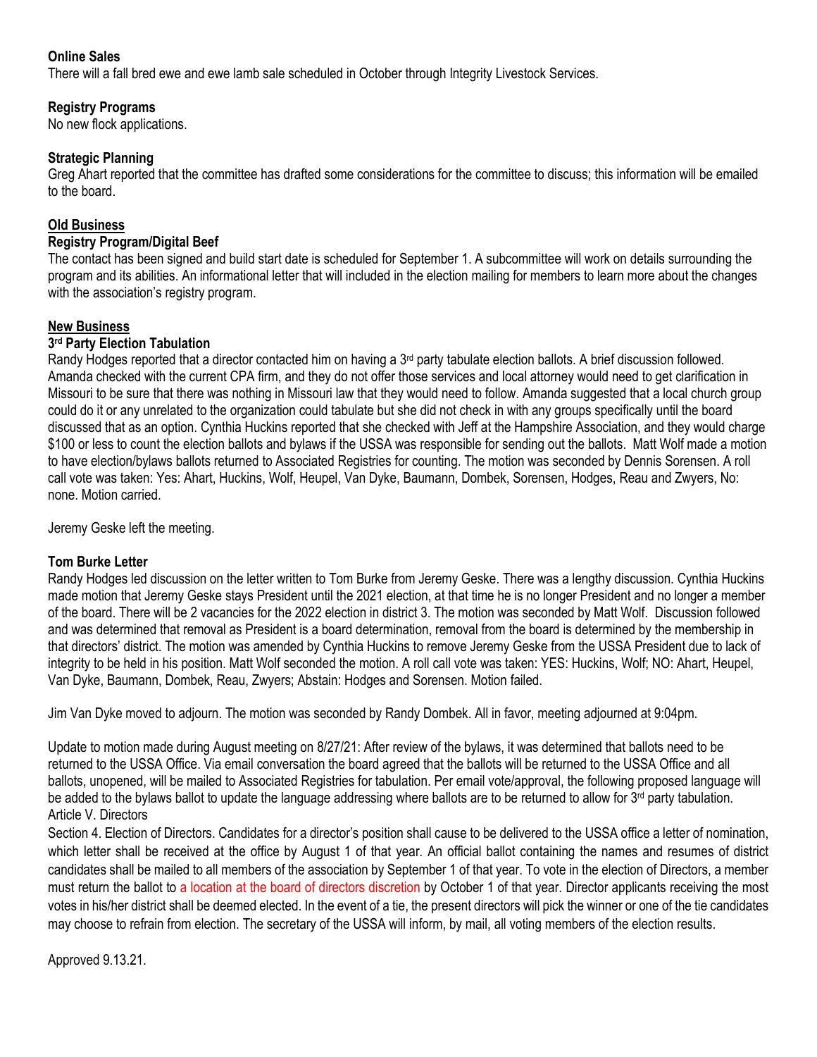**Online Sales**
There will a fall bred ewe and ewe lamb sale scheduled in October through Integrity Livestock Services.

**Registry Programs**
No new flock applications.

**Strategic Planning**
Greg Ahart reported that the committee has drafted some considerations for the committee to discuss; this information will be emailed to the board.

## Old Business

**Registry Program/Digital Beef**
The contact has been signed and build start date is scheduled for September 1. A subcommittee will work on details surrounding the program and its abilities. An informational letter that will included in the election mailing for members to learn more about the changes with the association's registry program.

## New Business

**3rd Party Election Tabulation**
Randy Hodges reported that a director contacted him on having a 3rd party tabulate election ballots. A brief discussion followed. Amanda checked with the current CPA firm, and they do not offer those services and local attorney would need to get clarification in Missouri to be sure that there was nothing in Missouri law that they would need to follow. Amanda suggested that a local church group could do it or any unrelated to the organization could tabulate but she did not check in with any groups specifically until the board discussed that as an option. Cynthia Huckins reported that she checked with Jeff at the Hampshire Association, and they would charge $100 or less to count the election ballots and bylaws if the USSA was responsible for sending out the ballots. Matt Wolf made a motion to have election/bylaws ballots returned to Associated Registries for counting. The motion was seconded by Dennis Sorensen. A roll call vote was taken: Yes: Ahart, Huckins, Wolf, Heupel, Van Dyke, Baumann, Dombek, Sorensen, Hodges, Reau and Zwyers, No: none. Motion carried.

Jeremy Geske left the meeting.

**Tom Burke Letter**
Randy Hodges led discussion on the letter written to Tom Burke from Jeremy Geske. There was a lengthy discussion. Cynthia Huckins made motion that Jeremy Geske stays President until the 2021 election, at that time he is no longer President and no longer a member of the board. There will be 2 vacancies for the 2022 election in district 3. The motion was seconded by Matt Wolf. Discussion followed and was determined that removal as President is a board determination, removal from the board is determined by the membership in that directors' district. The motion was amended by Cynthia Huckins to remove Jeremy Geske from the USSA President due to lack of integrity to be held in his position. Matt Wolf seconded the motion. A roll call vote was taken: YES: Huckins, Wolf; NO: Ahart, Heupel, Van Dyke, Baumann, Dombek, Reau, Zwyers; Abstain: Hodges and Sorensen. Motion failed.

Jim Van Dyke moved to adjourn. The motion was seconded by Randy Dombek. All in favor, meeting adjourned at 9:04pm.

Update to motion made during August meeting on 8/27/21: After review of the bylaws, it was determined that ballots need to be returned to the USSA Office. Via email conversation the board agreed that the ballots will be returned to the USSA Office and all ballots, unopened, will be mailed to Associated Registries for tabulation. Per email vote/approval, the following proposed language will be added to the bylaws ballot to update the language addressing where ballots are to be returned to allow for 3rd party tabulation.
Article V. Directors
Section 4. Election of Directors. Candidates for a director's position shall cause to be delivered to the USSA office a letter of nomination, which letter shall be received at the office by August 1 of that year. An official ballot containing the names and resumes of district candidates shall be mailed to all members of the association by September 1 of that year. To vote in the election of Directors, a member must return the ballot to a location at the board of directors discretion by October 1 of that year. Director applicants receiving the most votes in his/her district shall be deemed elected. In the event of a tie, the present directors will pick the winner or one of the tie candidates may choose to refrain from election. The secretary of the USSA will inform, by mail, all voting members of the election results.

Approved 9.13.21.